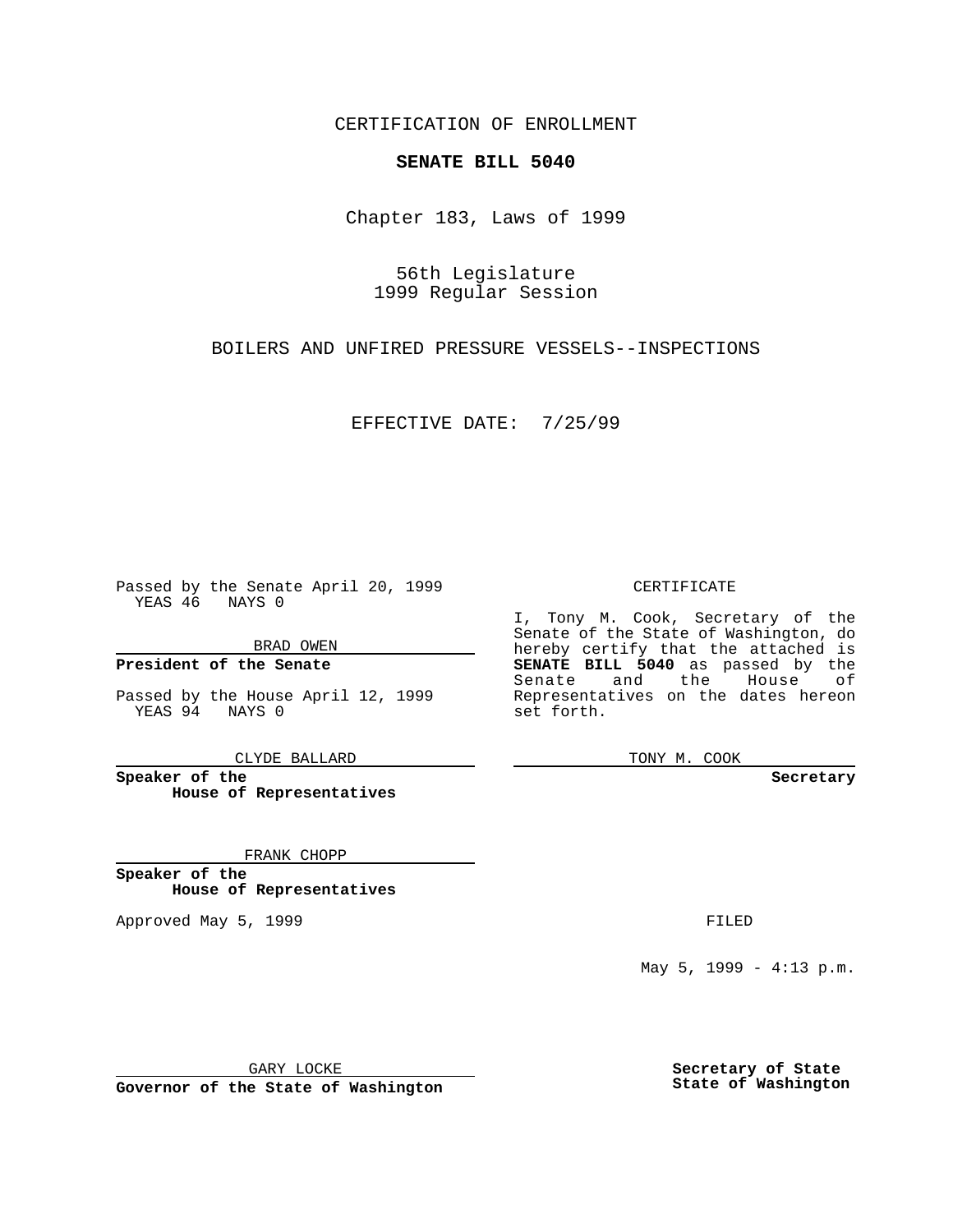CERTIFICATION OF ENROLLMENT

**SENATE BILL 5040**

Chapter 183, Laws of 1999

56th Legislature
1999 Regular Session

BOILERS AND UNFIRED PRESSURE VESSELS--INSPECTIONS

EFFECTIVE DATE: 7/25/99

Passed by the Senate April 20, 1999
YEAS 46 NAYS 0

BRAD OWEN

**President of the Senate**

Passed by the House April 12, 1999
YEAS 94 NAYS 0

CLYDE BALLARD

**Speaker of the House of Representatives**

FRANK CHOPP

**Speaker of the House of Representatives**

Approved May 5, 1999

GARY LOCKE

**Governor of the State of Washington**

CERTIFICATE

I, Tony M. Cook, Secretary of the Senate of the State of Washington, do hereby certify that the attached is **SENATE BILL 5040** as passed by the Senate and the House of Representatives on the dates hereon set forth.

TONY M. COOK

**Secretary**

FILED

May 5, 1999 - 4:13 p.m.

**Secretary of State State of Washington**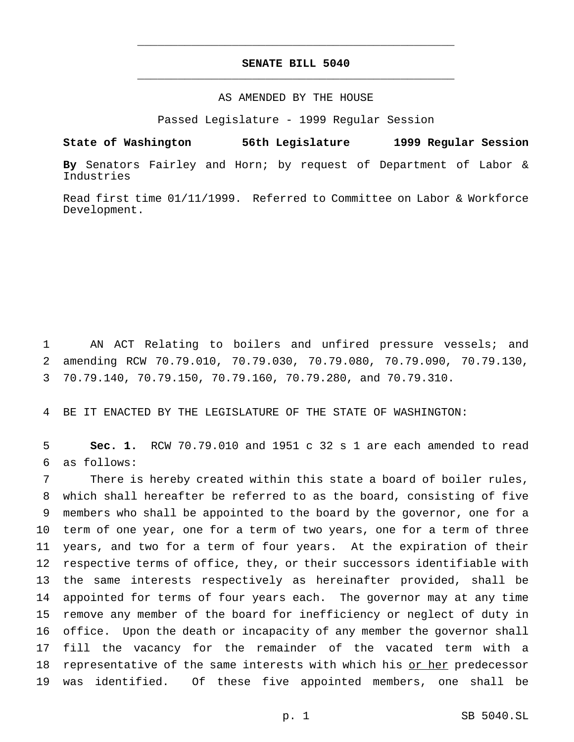**SENATE BILL 5040**

AS AMENDED BY THE HOUSE

Passed Legislature - 1999 Regular Session

**State of Washington 56th Legislature 1999 Regular Session**

**By** Senators Fairley and Horn; by request of Department of Labor & Industries

Read first time 01/11/1999. Referred to Committee on Labor & Workforce Development.

AN ACT Relating to boilers and unfired pressure vessels; and amending RCW 70.79.010, 70.79.030, 70.79.080, 70.79.090, 70.79.130, 70.79.140, 70.79.150, 70.79.160, 70.79.280, and 70.79.310.

BE IT ENACTED BY THE LEGISLATURE OF THE STATE OF WASHINGTON:

**Sec. 1.** RCW 70.79.010 and 1951 c 32 s 1 are each amended to read as follows:

There is hereby created within this state a board of boiler rules, which shall hereafter be referred to as the board, consisting of five members who shall be appointed to the board by the governor, one for a term of one year, one for a term of two years, one for a term of three years, and two for a term of four years. At the expiration of their respective terms of office, they, or their successors identifiable with the same interests respectively as hereinafter provided, shall be appointed for terms of four years each. The governor may at any time remove any member of the board for inefficiency or neglect of duty in office. Upon the death or incapacity of any member the governor shall fill the vacancy for the remainder of the vacated term with a representative of the same interests with which his <u>or her</u> predecessor was identified. Of these five appointed members, one shall be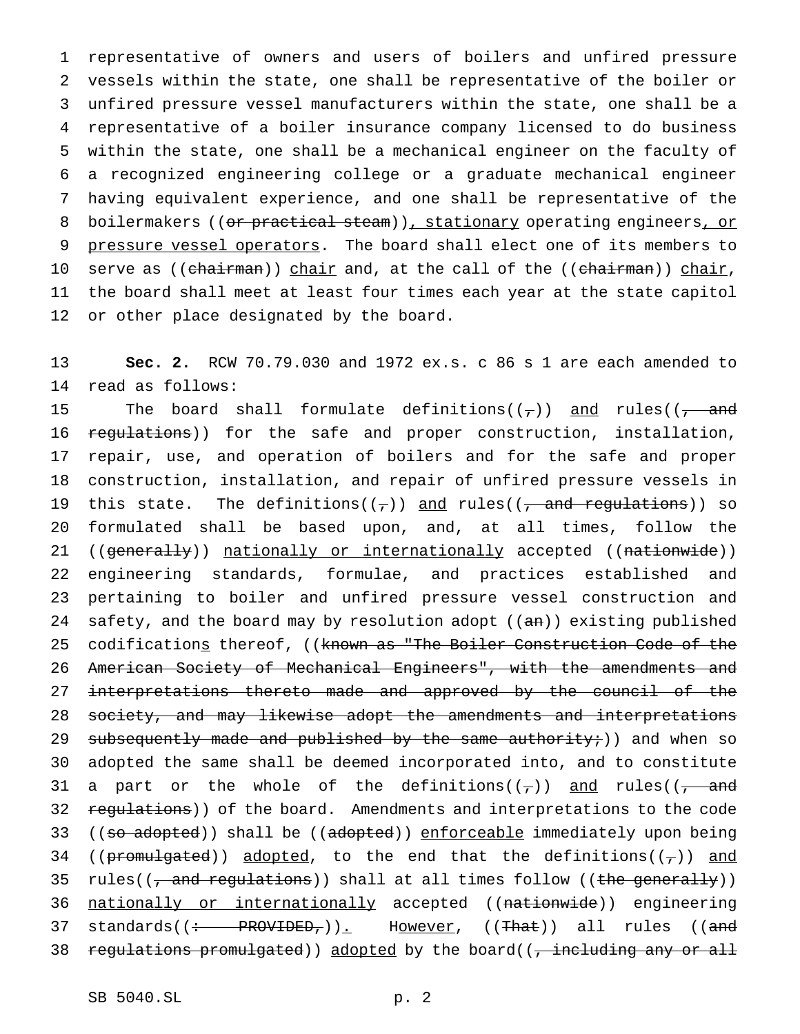representative of owners and users of boilers and unfired pressure vessels within the state, one shall be representative of the boiler or unfired pressure vessel manufacturers within the state, one shall be a representative of a boiler insurance company licensed to do business within the state, one shall be a mechanical engineer on the faculty of a recognized engineering college or a graduate mechanical engineer having equivalent experience, and one shall be representative of the boilermakers ((~~or practical steam~~)), stationary operating engineers, or pressure vessel operators. The board shall elect one of its members to serve as ((~~chairman~~)) chair and, at the call of the ((~~chairman~~)) chair, the board shall meet at least four times each year at the state capitol or other place designated by the board.

**Sec. 2.** RCW 70.79.030 and 1972 ex.s. c 86 s 1 are each amended to read as follows:

The board shall formulate definitions((~~,~~)) and rules((~~, and regulations~~)) for the safe and proper construction, installation, repair, use, and operation of boilers and for the safe and proper construction, installation, and repair of unfired pressure vessels in this state. The definitions((~~,~~)) and rules((~~, and regulations~~)) so formulated shall be based upon, and, at all times, follow the ((~~generally~~)) nationally or internationally accepted ((~~nationwide~~)) engineering standards, formulae, and practices established and pertaining to boiler and unfired pressure vessel construction and safety, and the board may by resolution adopt ((~~an~~)) existing published codifications thereof, ((~~known as "The Boiler Construction Code of the American Society of Mechanical Engineers", with the amendments and interpretations thereto made and approved by the council of the society, and may likewise adopt the amendments and interpretations subsequently made and published by the same authority;~~)) and when so adopted the same shall be deemed incorporated into, and to constitute a part or the whole of the definitions((~~,~~)) and rules((~~, and regulations~~)) of the board. Amendments and interpretations to the code ((~~so adopted~~)) shall be ((~~adopted~~)) enforceable immediately upon being ((~~promulgated~~)) adopted, to the end that the definitions((~~,~~)) and rules((~~, and regulations~~)) shall at all times follow ((~~the generally~~)) nationally or internationally accepted ((~~nationwide~~)) engineering standards((~~: PROVIDED,~~)). However, ((~~That~~)) all rules ((~~and regulations promulgated~~)) adopted by the board((~~, including any or all~~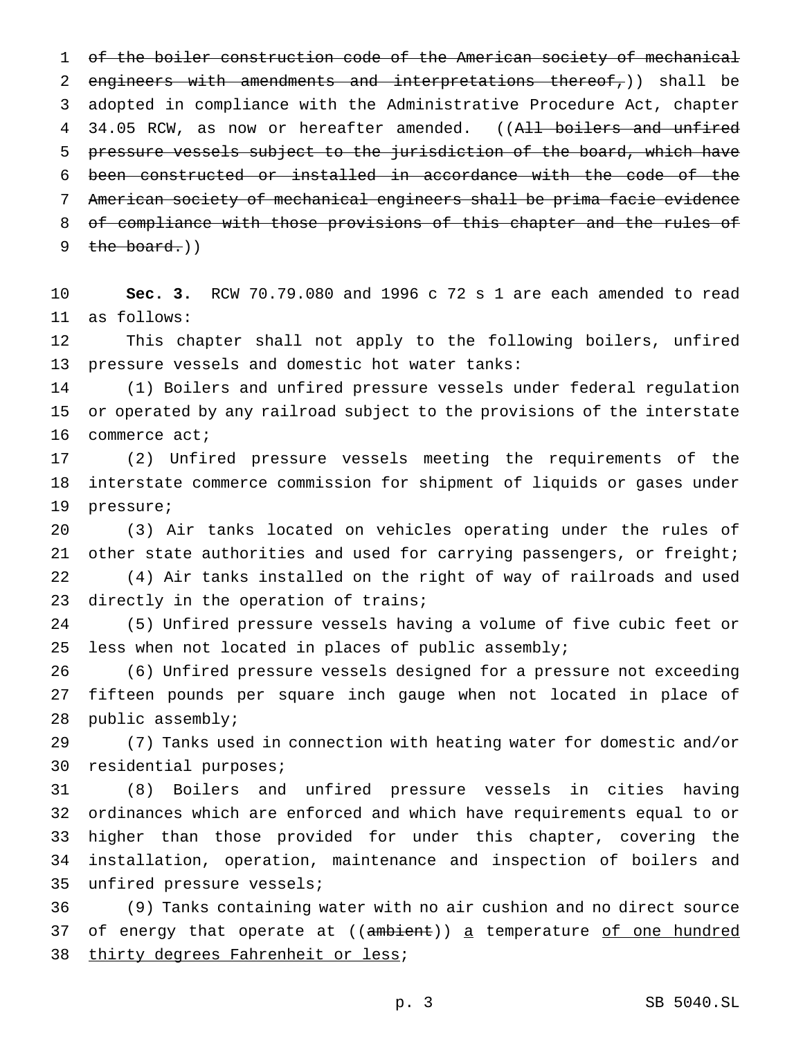~~of the boiler construction code of the American society of mechanical engineers with amendments and interpretations thereof,~~)) shall be adopted in compliance with the Administrative Procedure Act, chapter 34.05 RCW, as now or hereafter amended. ((~~All boilers and unfired pressure vessels subject to the jurisdiction of the board, which have been constructed or installed in accordance with the code of the American society of mechanical engineers shall be prima facie evidence of compliance with those provisions of this chapter and the rules of the board.~~))

**Sec. 3.** RCW 70.79.080 and 1996 c 72 s 1 are each amended to read as follows:

This chapter shall not apply to the following boilers, unfired pressure vessels and domestic hot water tanks:

(1) Boilers and unfired pressure vessels under federal regulation or operated by any railroad subject to the provisions of the interstate commerce act;

(2) Unfired pressure vessels meeting the requirements of the interstate commerce commission for shipment of liquids or gases under pressure;

(3) Air tanks located on vehicles operating under the rules of other state authorities and used for carrying passengers, or freight;

(4) Air tanks installed on the right of way of railroads and used directly in the operation of trains;

(5) Unfired pressure vessels having a volume of five cubic feet or less when not located in places of public assembly;

(6) Unfired pressure vessels designed for a pressure not exceeding fifteen pounds per square inch gauge when not located in place of public assembly;

(7) Tanks used in connection with heating water for domestic and/or residential purposes;

(8) Boilers and unfired pressure vessels in cities having ordinances which are enforced and which have requirements equal to or higher than those provided for under this chapter, covering the installation, operation, maintenance and inspection of boilers and unfired pressure vessels;

(9) Tanks containing water with no air cushion and no direct source of energy that operate at ((~~ambient~~)) <u>a</u> temperature <u>of one hundred thirty degrees Fahrenheit or less</u>;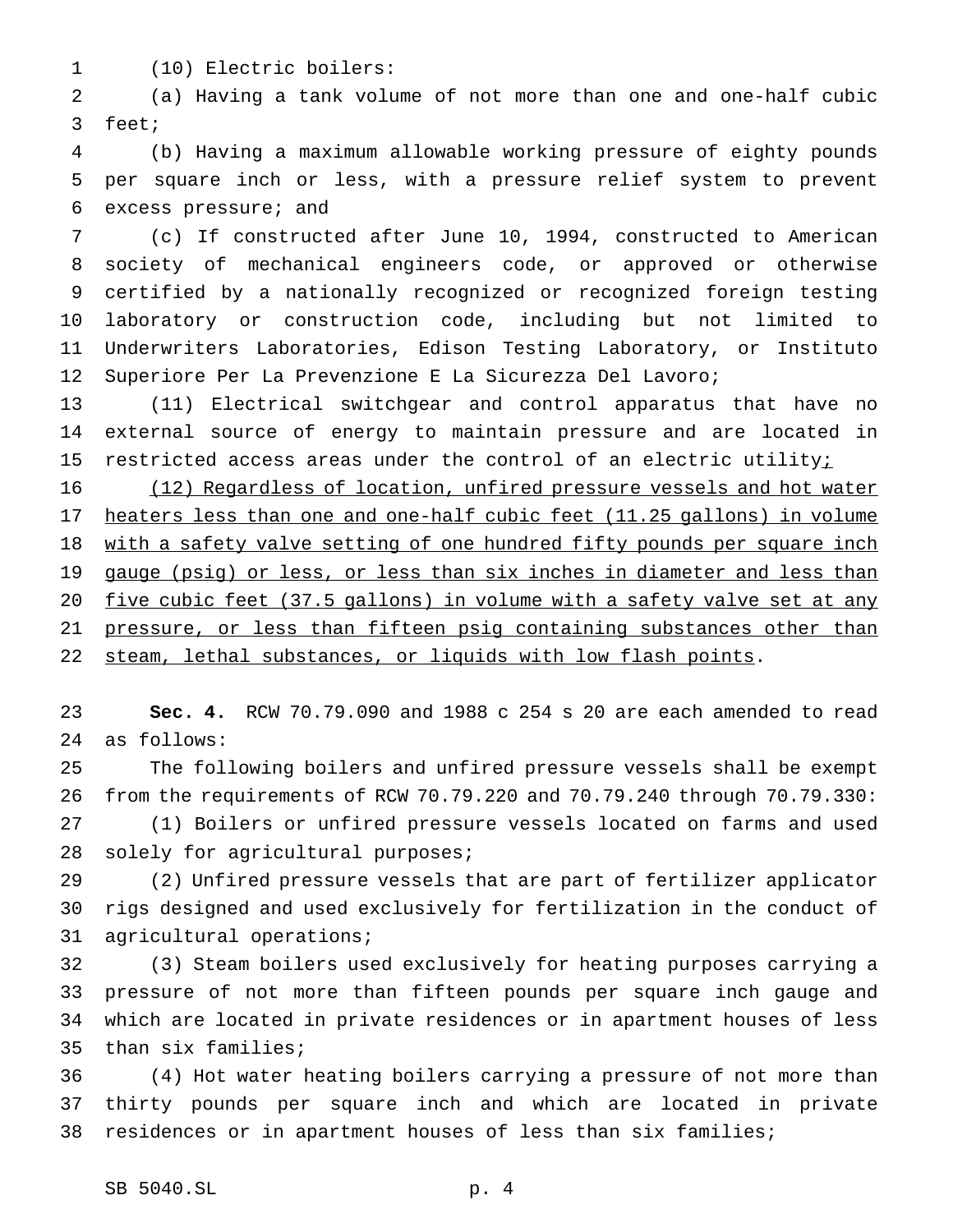(10) Electric boilers:

(a) Having a tank volume of not more than one and one-half cubic feet;

(b) Having a maximum allowable working pressure of eighty pounds per square inch or less, with a pressure relief system to prevent excess pressure; and

(c) If constructed after June 10, 1994, constructed to American society of mechanical engineers code, or approved or otherwise certified by a nationally recognized or recognized foreign testing laboratory or construction code, including but not limited to Underwriters Laboratories, Edison Testing Laboratory, or Instituto Superiore Per La Prevenzione E La Sicurezza Del Lavoro;

(11) Electrical switchgear and control apparatus that have no external source of energy to maintain pressure and are located in restricted access areas under the control of an electric utility<u>;</u>

<u>(12) Regardless of location, unfired pressure vessels and hot water heaters less than one and one-half cubic feet (11.25 gallons) in volume with a safety valve setting of one hundred fifty pounds per square inch gauge (psig) or less, or less than six inches in diameter and less than five cubic feet (37.5 gallons) in volume with a safety valve set at any pressure, or less than fifteen psig containing substances other than steam, lethal substances, or liquids with low flash points</u>.

**Sec. 4.** RCW 70.79.090 and 1988 c 254 s 20 are each amended to read as follows:

The following boilers and unfired pressure vessels shall be exempt from the requirements of RCW 70.79.220 and 70.79.240 through 70.79.330:

(1) Boilers or unfired pressure vessels located on farms and used solely for agricultural purposes;

(2) Unfired pressure vessels that are part of fertilizer applicator rigs designed and used exclusively for fertilization in the conduct of agricultural operations;

(3) Steam boilers used exclusively for heating purposes carrying a pressure of not more than fifteen pounds per square inch gauge and which are located in private residences or in apartment houses of less than six families;

(4) Hot water heating boilers carrying a pressure of not more than thirty pounds per square inch and which are located in private residences or in apartment houses of less than six families;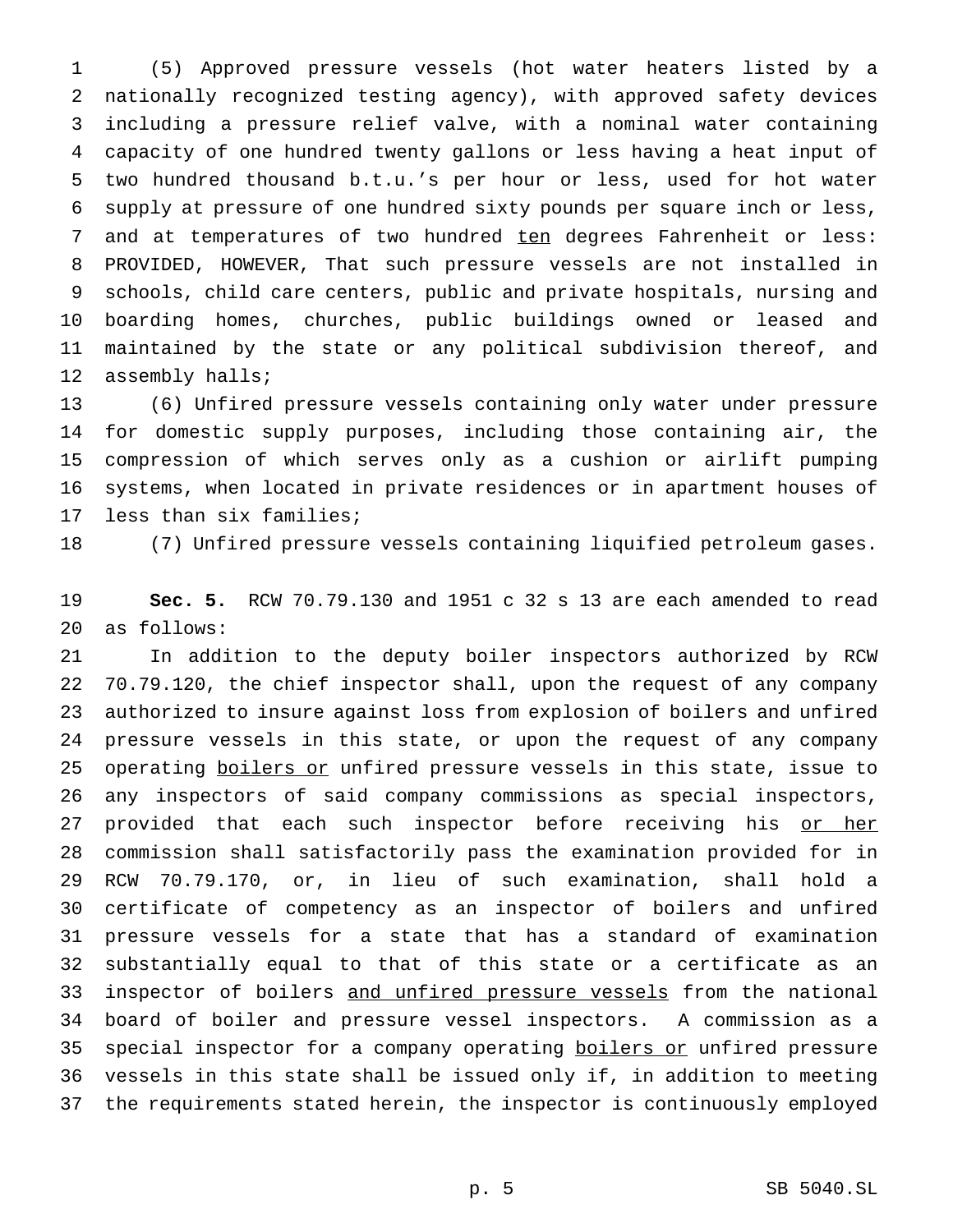(5) Approved pressure vessels (hot water heaters listed by a nationally recognized testing agency), with approved safety devices including a pressure relief valve, with a nominal water containing capacity of one hundred twenty gallons or less having a heat input of two hundred thousand b.t.u.'s per hour or less, used for hot water supply at pressure of one hundred sixty pounds per square inch or less, and at temperatures of two hundred <u>ten</u> degrees Fahrenheit or less: PROVIDED, HOWEVER, That such pressure vessels are not installed in schools, child care centers, public and private hospitals, nursing and boarding homes, churches, public buildings owned or leased and maintained by the state or any political subdivision thereof, and assembly halls;

(6) Unfired pressure vessels containing only water under pressure for domestic supply purposes, including those containing air, the compression of which serves only as a cushion or airlift pumping systems, when located in private residences or in apartment houses of less than six families;

(7) Unfired pressure vessels containing liquified petroleum gases.

**Sec. 5.** RCW 70.79.130 and 1951 c 32 s 13 are each amended to read as follows:

In addition to the deputy boiler inspectors authorized by RCW 70.79.120, the chief inspector shall, upon the request of any company authorized to insure against loss from explosion of boilers and unfired pressure vessels in this state, or upon the request of any company operating <u>boilers or</u> unfired pressure vessels in this state, issue to any inspectors of said company commissions as special inspectors, provided that each such inspector before receiving his <u>or her</u> commission shall satisfactorily pass the examination provided for in RCW 70.79.170, or, in lieu of such examination, shall hold a certificate of competency as an inspector of boilers and unfired pressure vessels for a state that has a standard of examination substantially equal to that of this state or a certificate as an inspector of boilers <u>and unfired pressure vessels</u> from the national board of boiler and pressure vessel inspectors. A commission as a special inspector for a company operating <u>boilers or</u> unfired pressure vessels in this state shall be issued only if, in addition to meeting the requirements stated herein, the inspector is continuously employed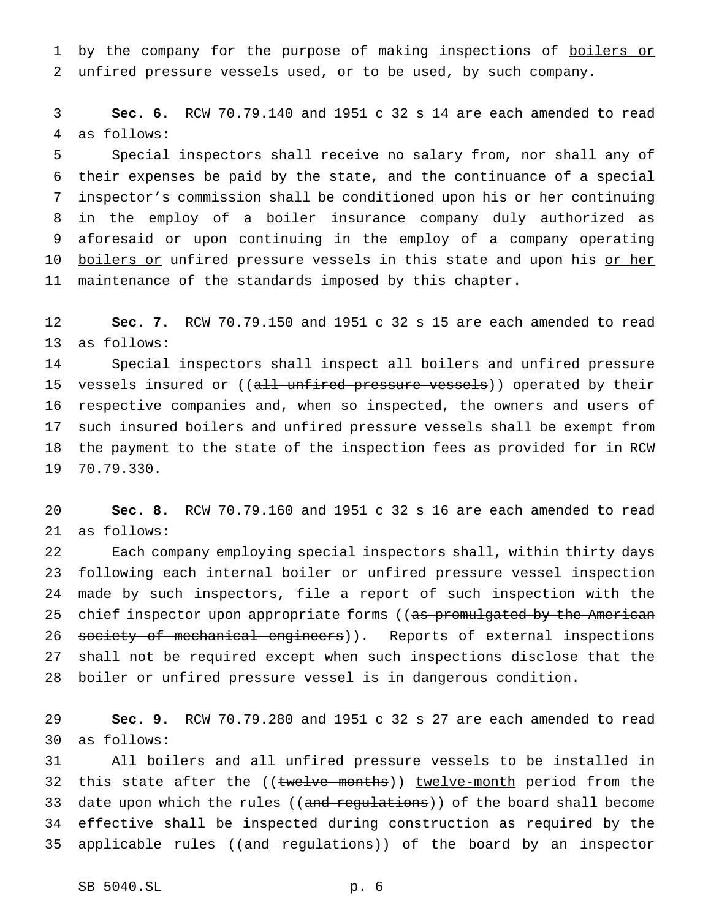by the company for the purpose of making inspections of <u>boilers or</u> unfired pressure vessels used, or to be used, by such company.

**Sec. 6.** RCW 70.79.140 and 1951 c 32 s 14 are each amended to read as follows:

Special inspectors shall receive no salary from, nor shall any of their expenses be paid by the state, and the continuance of a special inspector's commission shall be conditioned upon his <u>or her</u> continuing in the employ of a boiler insurance company duly authorized as aforesaid or upon continuing in the employ of a company operating <u>boilers or</u> unfired pressure vessels in this state and upon his <u>or her</u> maintenance of the standards imposed by this chapter.

**Sec. 7.** RCW 70.79.150 and 1951 c 32 s 15 are each amended to read as follows:

Special inspectors shall inspect all boilers and unfired pressure vessels insured or ((~~all unfired pressure vessels~~)) operated by their respective companies and, when so inspected, the owners and users of such insured boilers and unfired pressure vessels shall be exempt from the payment to the state of the inspection fees as provided for in RCW 70.79.330.

**Sec. 8.** RCW 70.79.160 and 1951 c 32 s 16 are each amended to read as follows:

Each company employing special inspectors shall<u>,</u> within thirty days following each internal boiler or unfired pressure vessel inspection made by such inspectors, file a report of such inspection with the chief inspector upon appropriate forms ((~~as promulgated by the American society of mechanical engineers~~)). Reports of external inspections shall not be required except when such inspections disclose that the boiler or unfired pressure vessel is in dangerous condition.

**Sec. 9.** RCW 70.79.280 and 1951 c 32 s 27 are each amended to read as follows:

All boilers and all unfired pressure vessels to be installed in this state after the ((~~twelve months~~)) <u>twelve-month</u> period from the date upon which the rules ((~~and regulations~~)) of the board shall become effective shall be inspected during construction as required by the applicable rules ((~~and regulations~~)) of the board by an inspector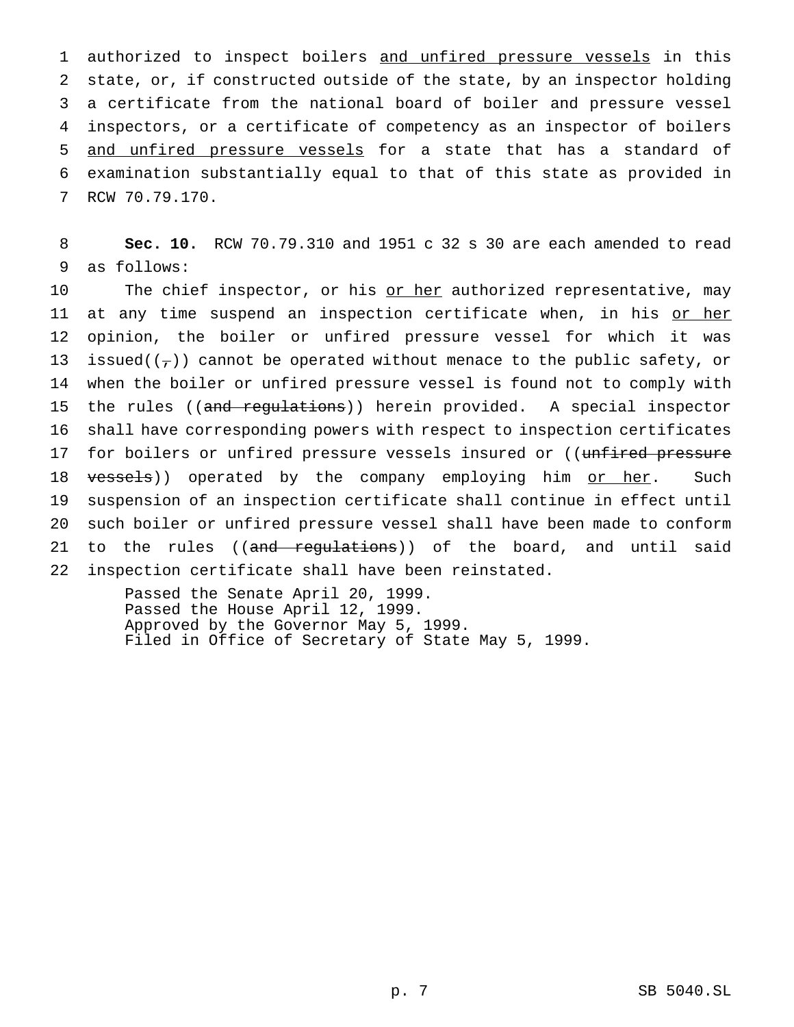authorized to inspect boilers <u>and unfired pressure vessels</u> in this state, or, if constructed outside of the state, by an inspector holding a certificate from the national board of boiler and pressure vessel inspectors, or a certificate of competency as an inspector of boilers <u>and unfired pressure vessels</u> for a state that has a standard of examination substantially equal to that of this state as provided in RCW 70.79.170.

**Sec. 10.** RCW 70.79.310 and 1951 c 32 s 30 are each amended to read as follows:

The chief inspector, or his <u>or her</u> authorized representative, may at any time suspend an inspection certificate when, in his <u>or her</u> opinion, the boiler or unfired pressure vessel for which it was issued((~~,~~)) cannot be operated without menace to the public safety, or when the boiler or unfired pressure vessel is found not to comply with the rules ((~~and regulations~~)) herein provided. A special inspector shall have corresponding powers with respect to inspection certificates for boilers or unfired pressure vessels insured or ((~~unfired pressure vessels~~)) operated by the company employing him <u>or her</u>. Such suspension of an inspection certificate shall continue in effect until such boiler or unfired pressure vessel shall have been made to conform to the rules ((~~and regulations~~)) of the board, and until said inspection certificate shall have been reinstated.

Passed the Senate April 20, 1999.
Passed the House April 12, 1999.
Approved by the Governor May 5, 1999.
Filed in Office of Secretary of State May 5, 1999.